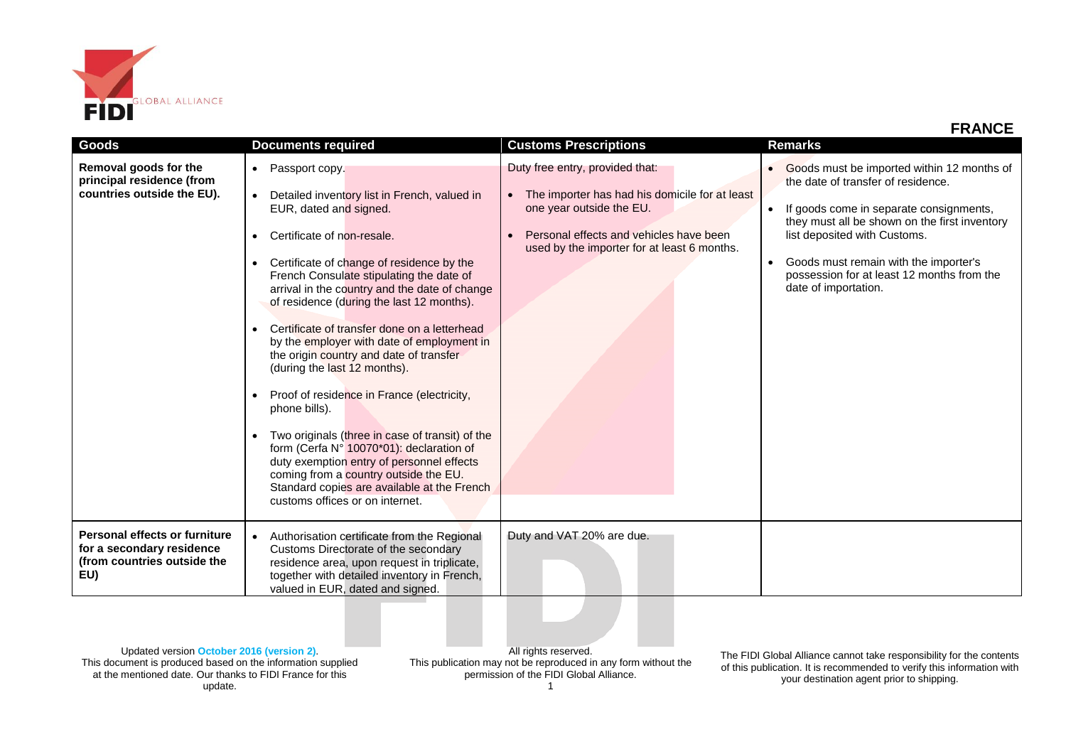# FRANCE

| Goods | Documents required | Customs Prescriptions | Remarks |
|---|---|---|---|
| **Removal goods for the principal residence (from countries outside the EU).** | • Passport copy.<br>• Detailed inventory list in French, valued in EUR, dated and signed.<br>• Certificate of non-resale.<br>• Certificate of change of residence by the French Consulate stipulating the date of arrival in the country and the date of change of residence (during the last 12 months).<br>• Certificate of transfer done on a letterhead by the employer with date of employment in the origin country and date of transfer (during the last 12 months).<br>• Proof of residence in France (electricity, phone bills).<br>• Two originals (three in case of transit) of the form (Cerfa N° 10070*01): declaration of duty exemption entry of personnel effects coming from a country outside the EU. Standard copies are available at the French customs offices or on internet. | Duty free entry, provided that:<br>• The importer has had his domicile for at least one year outside the EU.<br>• Personal effects and vehicles have been used by the importer for at least 6 months. | • Goods must be imported within 12 months of the date of transfer of residence.<br>• If goods come in separate consignments, they must all be shown on the first inventory list deposited with Customs.<br>• Goods must remain with the importer's possession for at least 12 months from the date of importation. |
| **Personal effects or furniture for a secondary residence (from countries outside the EU)** | • Authorisation certificate from the Regional Customs Directorate of the secondary residence area, upon request in triplicate, together with detailed inventory in French, valued in EUR, dated and signed. | Duty and VAT 20% are due. | |

Updated version **October 2016 (version 2)**. This document is produced based on the information supplied at the mentioned date. Our thanks to FIDI France for this update.

All rights reserved. This publication may not be reproduced in any form without the permission of the FIDI Global Alliance.

The FIDI Global Alliance cannot take responsibility for the contents of this publication. It is recommended to verify this information with your destination agent prior to shipping.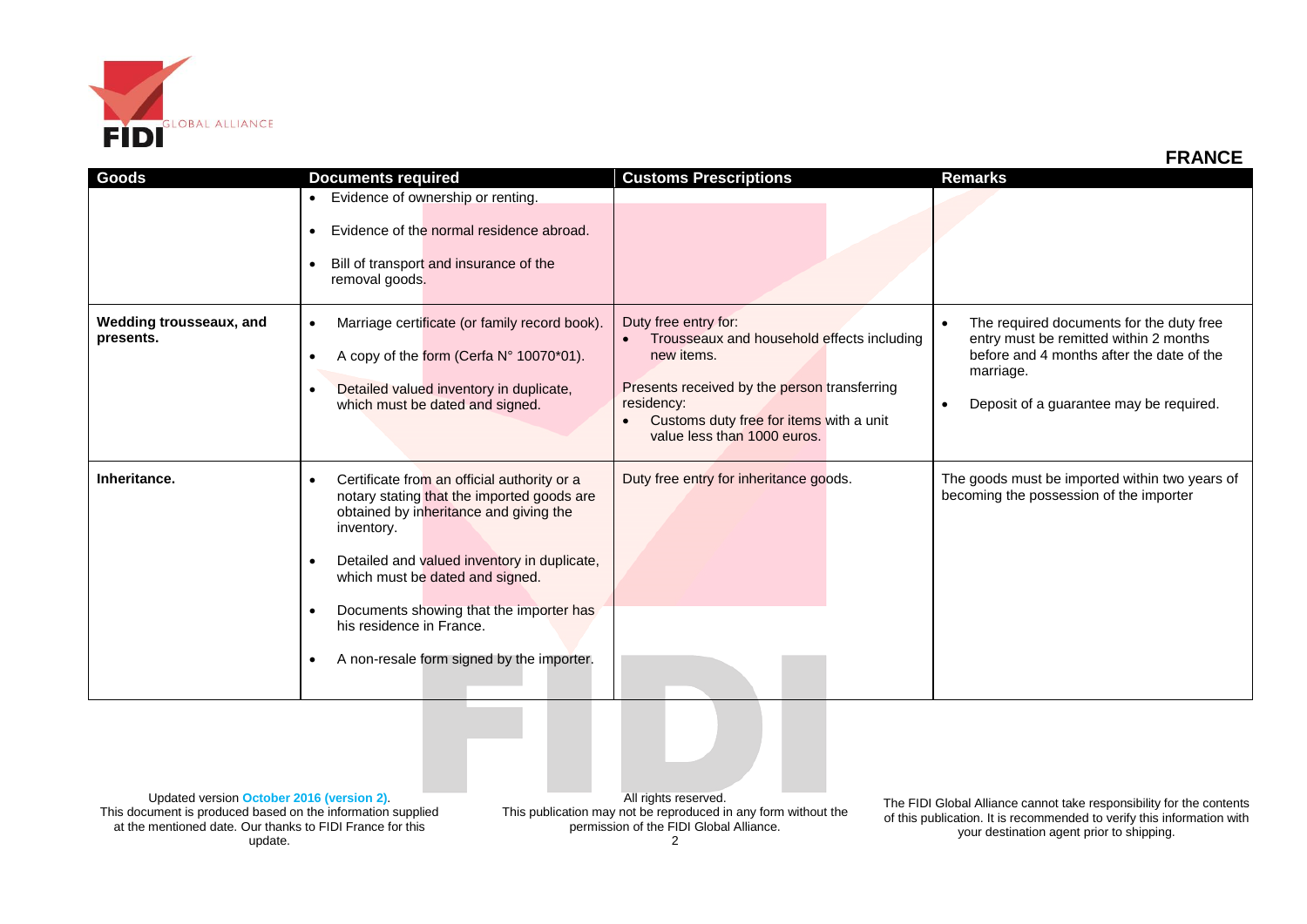## FRANCE

| Goods | Documents required | Customs Prescriptions | Remarks |
| --- | --- | --- | --- |
| | • Evidence of ownership or renting.<br>• Evidence of the normal residence abroad.<br>• Bill of transport and insurance of the removal goods. | | |
| **Wedding trousseaux, and presents.** | • Marriage certificate (or family record book).<br>• A copy of the form (Cerfa N° 10070*01).<br>• Detailed valued inventory in duplicate, which must be dated and signed. | Duty free entry for:<br>• Trousseaux and household effects including new items.<br>Presents received by the person transferring residency:<br>• Customs duty free for items with a unit value less than 1000 euros. | • The required documents for the duty free entry must be remitted within 2 months before and 4 months after the date of the marriage.<br>• Deposit of a guarantee may be required. |
| **Inheritance.** | • Certificate from an official authority or a notary stating that the imported goods are obtained by inheritance and giving the inventory.<br>• Detailed and valued inventory in duplicate, which must be dated and signed.<br>• Documents showing that the importer has his residence in France.<br>• A non-resale form signed by the importer. | Duty free entry for inheritance goods. | The goods must be imported within two years of becoming the possession of the importer |

Updated version **October 2016 (version 2)**.
This document is produced based on the information supplied at the mentioned date. Our thanks to FIDI France for this update.

All rights reserved.
This publication may not be reproduced in any form without the permission of the FIDI Global Alliance.

The FIDI Global Alliance cannot take responsibility for the contents of this publication. It is recommended to verify this information with your destination agent prior to shipping.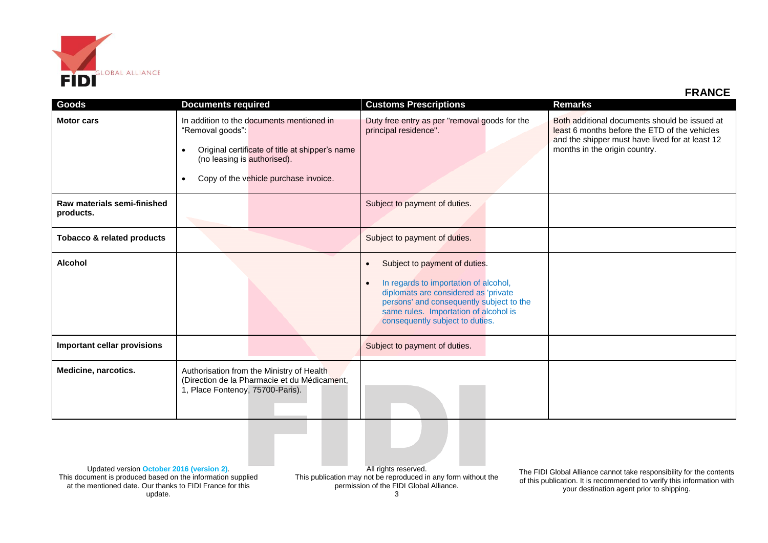## FRANCE

| Goods | Documents required | Customs Prescriptions | Remarks |
|---|---|---|---|
| **Motor cars** | In addition to the documents mentioned in "Removal goods":<br>• Original certificate of title at shipper's name (no leasing is authorised).<br>• Copy of the vehicle purchase invoice. | Duty free entry as per "removal goods for the principal residence". | Both additional documents should be issued at least 6 months before the ETD of the vehicles and the shipper must have lived for at least 12 months in the origin country. |
| **Raw materials semi-finished products.** | | Subject to payment of duties. | |
| **Tobacco & related products** | | Subject to payment of duties. | |
| **Alcohol** | | • Subject to payment of duties.<br>• In regards to importation of alcohol, diplomats are considered as 'private persons' and consequently subject to the same rules. Importation of alcohol is consequently subject to duties. | |
| **Important cellar provisions** | | Subject to payment of duties. | |
| **Medicine, narcotics.** | Authorisation from the Ministry of Health (Direction de la Pharmacie et du Médicament, 1, Place Fontenoy, 75700-Paris). | | |

Updated version **October 2016 (version 2)**.
This document is produced based on the information supplied at the mentioned date. Our thanks to FIDI France for this update.

All rights reserved.
This publication may not be reproduced in any form without the permission of the FIDI Global Alliance.

The FIDI Global Alliance cannot take responsibility for the contents of this publication. It is recommended to verify this information with your destination agent prior to shipping.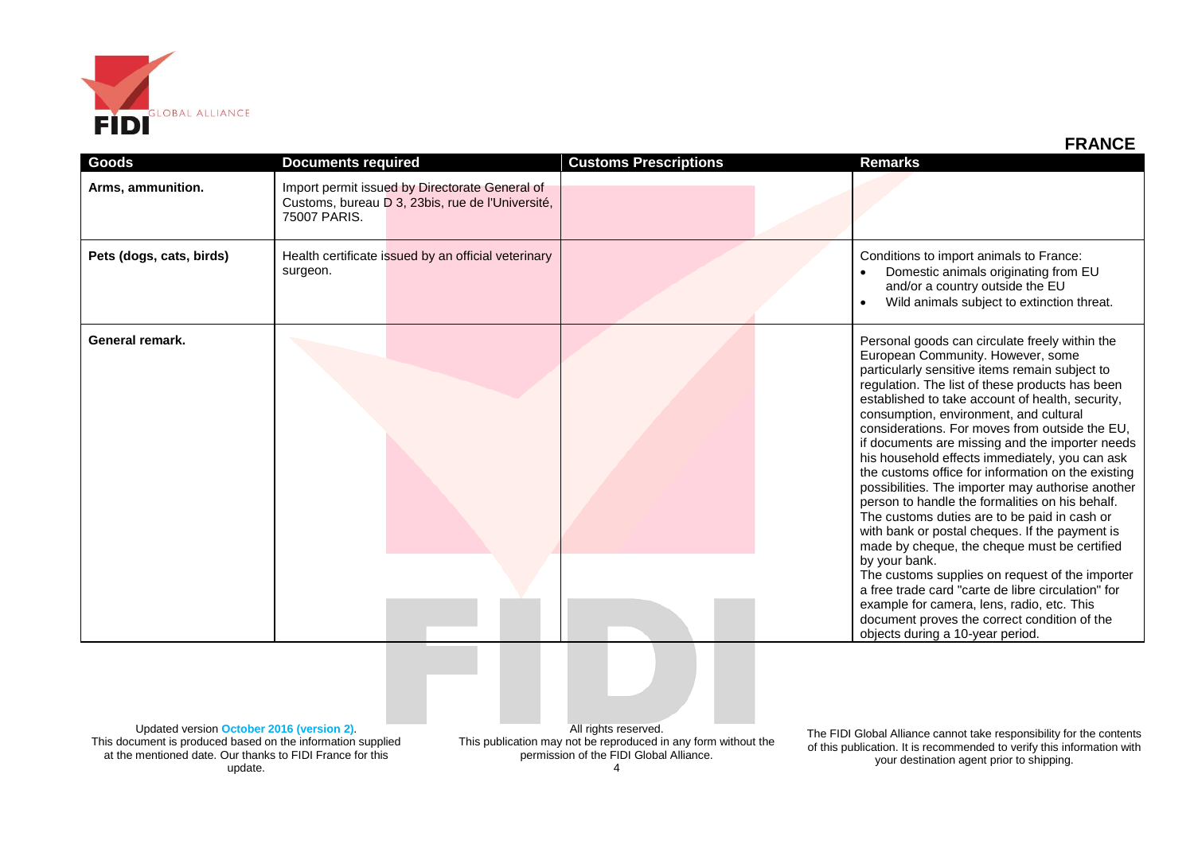## FRANCE

| Goods | Documents required | Customs Prescriptions | Remarks |
|---|---|---|---|
| **Arms, ammunition.** | Import permit issued by Directorate General of Customs, bureau D 3, 23bis, rue de l'Université, 75007 PARIS. | | |
| **Pets (dogs, cats, birds)** | Health certificate issued by an official veterinary surgeon. | | Conditions to import animals to France:<br>• Domestic animals originating from EU and/or a country outside the EU<br>• Wild animals subject to extinction threat. |
| **General remark.** | | | Personal goods can circulate freely within the European Community. However, some particularly sensitive items remain subject to regulation. The list of these products has been established to take account of health, security, consumption, environment, and cultural considerations. For moves from outside the EU, if documents are missing and the importer needs his household effects immediately, you can ask the customs office for information on the existing possibilities. The importer may authorise another person to handle the formalities on his behalf. The customs duties are to be paid in cash or with bank or postal cheques. If the payment is made by cheque, the cheque must be certified by your bank.<br>The customs supplies on request of the importer a free trade card "carte de libre circulation" for example for camera, lens, radio, etc. This document proves the correct condition of the objects during a 10-year period. |

Updated version **October 2016 (version 2)**.
This document is produced based on the information supplied at the mentioned date. Our thanks to FIDI France for this update.

All rights reserved.
This publication may not be reproduced in any form without the permission of the FIDI Global Alliance.

The FIDI Global Alliance cannot take responsibility for the contents of this publication. It is recommended to verify this information with your destination agent prior to shipping.